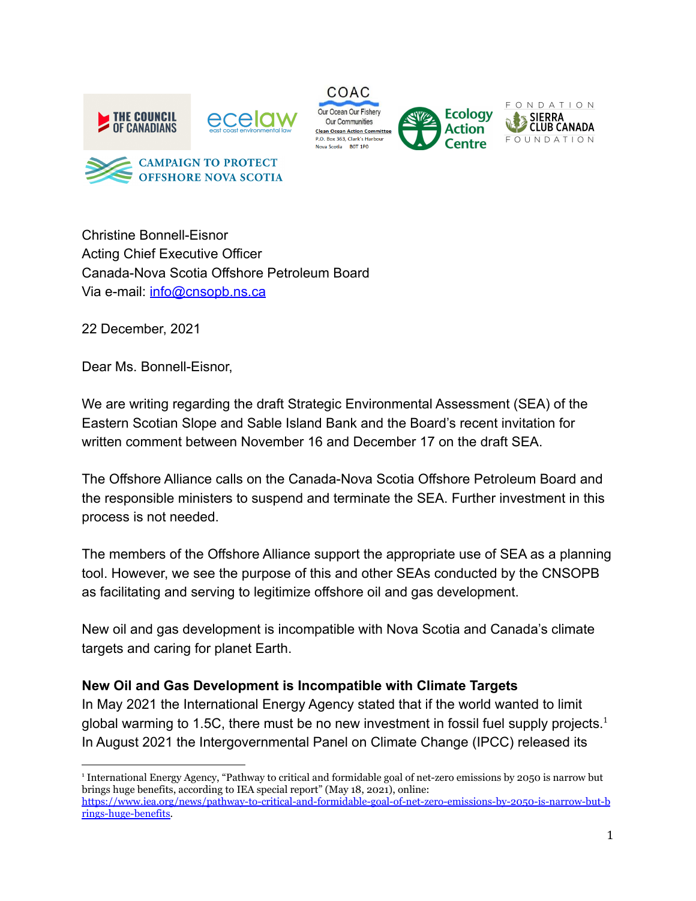THE COUNCIL OF CANADIANS | ecelaw east coast environmental law | COAC Our Ocean Our Fishery Our Communities Clean Ocean Action Committee P.O. Box 363, Clark's Harbour Nova Scotia B0T 1P0 | Ecology Action Centre | FONDATION SIERRA CLUB CANADA FOUNDATION | CAMPAIGN TO PROTECT OFFSHORE NOVA SCOTIA

Christine Bonnell-Eisnor
Acting Chief Executive Officer
Canada-Nova Scotia Offshore Petroleum Board
Via e-mail: info@cnsopb.ns.ca

22 December, 2021

Dear Ms. Bonnell-Eisnor,

We are writing regarding the draft Strategic Environmental Assessment (SEA) of the Eastern Scotian Slope and Sable Island Bank and the Board's recent invitation for written comment between November 16 and December 17 on the draft SEA.

The Offshore Alliance calls on the Canada-Nova Scotia Offshore Petroleum Board and the responsible ministers to suspend and terminate the SEA. Further investment in this process is not needed.

The members of the Offshore Alliance support the appropriate use of SEA as a planning tool. However, we see the purpose of this and other SEAs conducted by the CNSOPB as facilitating and serving to legitimize offshore oil and gas development.

New oil and gas development is incompatible with Nova Scotia and Canada's climate targets and caring for planet Earth.

**New Oil and Gas Development is Incompatible with Climate Targets**

In May 2021 the International Energy Agency stated that if the world wanted to limit global warming to 1.5C, there must be no new investment in fossil fuel supply projects.[1] In August 2021 the Intergovernmental Panel on Climate Change (IPCC) released its

[1] International Energy Agency, "Pathway to critical and formidable goal of net-zero emissions by 2050 is narrow but brings huge benefits, according to IEA special report" (May 18, 2021), online: https://www.iea.org/news/pathway-to-critical-and-formidable-goal-of-net-zero-emissions-by-2050-is-narrow-but-brings-huge-benefits.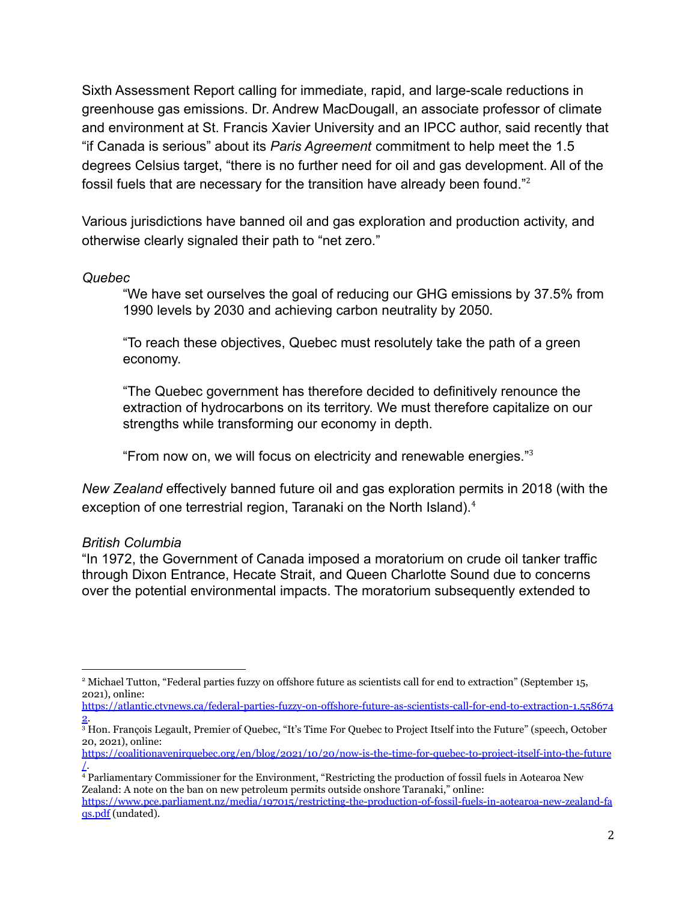Sixth Assessment Report calling for immediate, rapid, and large-scale reductions in greenhouse gas emissions. Dr. Andrew MacDougall, an associate professor of climate and environment at St. Francis Xavier University and an IPCC author, said recently that "if Canada is serious" about its *Paris Agreement* commitment to help meet the 1.5 degrees Celsius target, "there is no further need for oil and gas development. All of the fossil fuels that are necessary for the transition have already been found."[2]

Various jurisdictions have banned oil and gas exploration and production activity, and otherwise clearly signaled their path to "net zero."

*Quebec*

> "We have set ourselves the goal of reducing our GHG emissions by 37.5% from 1990 levels by 2030 and achieving carbon neutrality by 2050.
>
> "To reach these objectives, Quebec must resolutely take the path of a green economy.
>
> "The Quebec government has therefore decided to definitively renounce the extraction of hydrocarbons on its territory. We must therefore capitalize on our strengths while transforming our economy in depth.
>
> "From now on, we will focus on electricity and renewable energies."[3]

*New Zealand* effectively banned future oil and gas exploration permits in 2018 (with the exception of one terrestrial region, Taranaki on the North Island).[4]

*British Columbia*

"In 1972, the Government of Canada imposed a moratorium on crude oil tanker traffic through Dixon Entrance, Hecate Strait, and Queen Charlotte Sound due to concerns over the potential environmental impacts. The moratorium subsequently extended to

---

[2] Michael Tutton, "Federal parties fuzzy on offshore future as scientists call for end to extraction" (September 15, 2021), online: https://atlantic.ctvnews.ca/federal-parties-fuzzy-on-offshore-future-as-scientists-call-for-end-to-extraction-1.5586742.

[3] Hon. François Legault, Premier of Quebec, "It's Time For Quebec to Project Itself into the Future" (speech, October 20, 2021), online: https://coalitionavenirquebec.org/en/blog/2021/10/20/now-is-the-time-for-quebec-to-project-itself-into-the-future/.

[4] Parliamentary Commissioner for the Environment, "Restricting the production of fossil fuels in Aotearoa New Zealand: A note on the ban on new petroleum permits outside onshore Taranaki," online: https://www.pce.parliament.nz/media/197015/restricting-the-production-of-fossil-fuels-in-aotearoa-new-zealand-faqs.pdf (undated).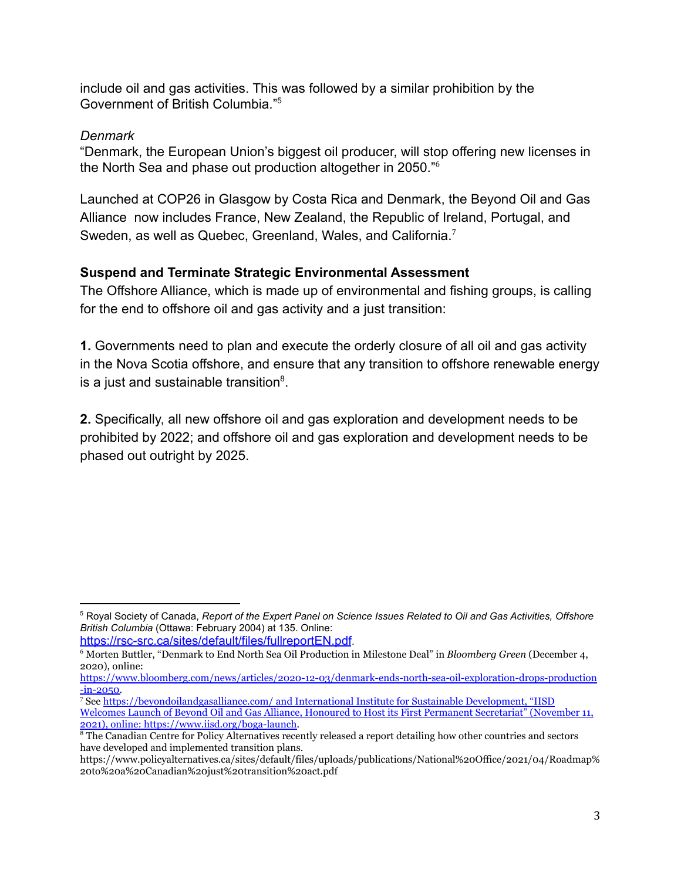include oil and gas activities. This was followed by a similar prohibition by the Government of British Columbia."[5]

*Denmark*

"Denmark, the European Union's biggest oil producer, will stop offering new licenses in the North Sea and phase out production altogether in 2050."[6]

Launched at COP26 in Glasgow by Costa Rica and Denmark, the Beyond Oil and Gas Alliance now includes France, New Zealand, the Republic of Ireland, Portugal, and Sweden, as well as Quebec, Greenland, Wales, and California.[7]

**Suspend and Terminate Strategic Environmental Assessment**

The Offshore Alliance, which is made up of environmental and fishing groups, is calling for the end to offshore oil and gas activity and a just transition:

**1.** Governments need to plan and execute the orderly closure of all oil and gas activity in the Nova Scotia offshore, and ensure that any transition to offshore renewable energy is a just and sustainable transition[8].

**2.** Specifically, all new offshore oil and gas exploration and development needs to be prohibited by 2022; and offshore oil and gas exploration and development needs to be phased out outright by 2025.

---

[5] Royal Society of Canada, *Report of the Expert Panel on Science Issues Related to Oil and Gas Activities, Offshore British Columbia* (Ottawa: February 2004) at 135. Online: https://rsc-src.ca/sites/default/files/fullreportEN.pdf.

[6] Morten Buttler, "Denmark to End North Sea Oil Production in Milestone Deal" in *Bloomberg Green* (December 4, 2020), online: https://www.bloomberg.com/news/articles/2020-12-03/denmark-ends-north-sea-oil-exploration-drops-production-in-2050.

[7] See https://beyondoilandgasalliance.com/ and International Institute for Sustainable Development, "IISD Welcomes Launch of Beyond Oil and Gas Alliance, Honoured to Host its First Permanent Secretariat" (November 11, 2021), online: https://www.iisd.org/boga-launch.

[8] The Canadian Centre for Policy Alternatives recently released a report detailing how other countries and sectors have developed and implemented transition plans. https://www.policyalternatives.ca/sites/default/files/uploads/publications/National%20Office/2021/04/Roadmap%20to%20a%20Canadian%20just%20transition%20act.pdf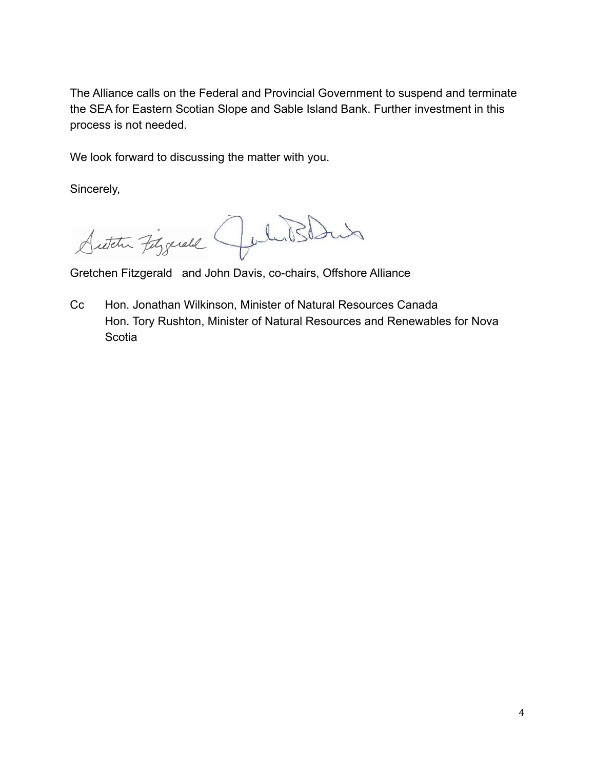The Alliance calls on the Federal and Provincial Government to suspend and terminate the SEA for Eastern Scotian Slope and Sable Island Bank. Further investment in this process is not needed.

We look forward to discussing the matter with you.

Sincerely,

Gretchen Fitzgerald and John Davis, co-chairs, Offshore Alliance

Cc Hon. Jonathan Wilkinson, Minister of Natural Resources Canada
Hon. Tory Rushton, Minister of Natural Resources and Renewables for Nova Scotia